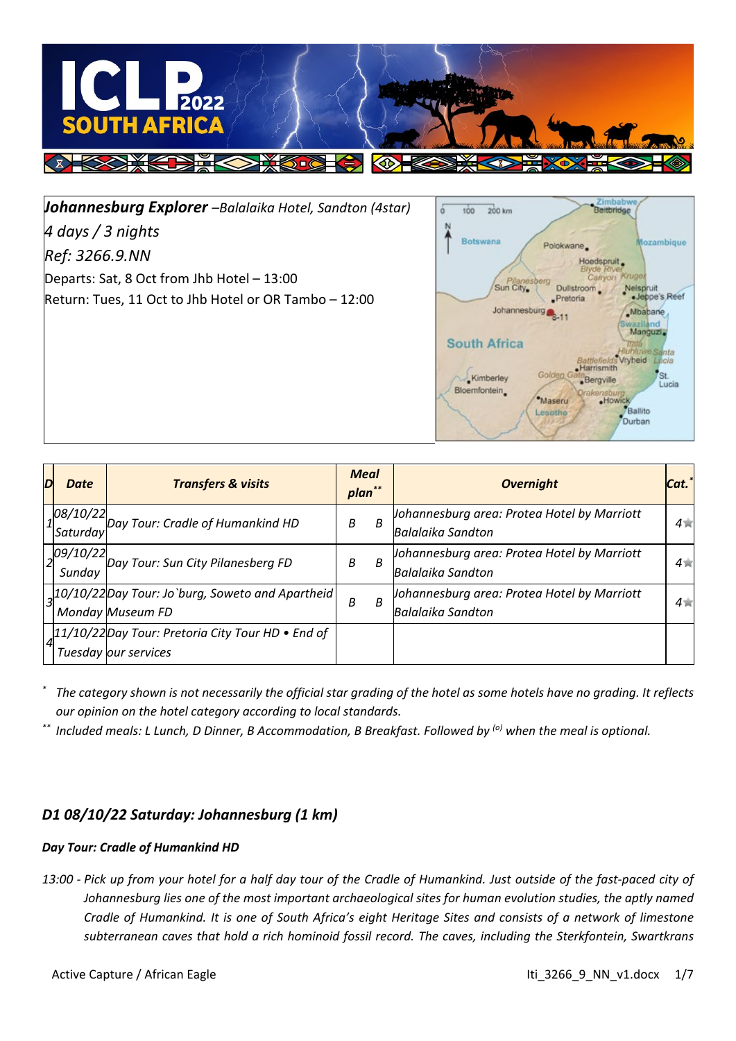***Johannesburg Explorer** –Balalaika Hotel, Sandton (4star)*

*4 days / 3 nights*

*Ref: 3266.9.NN*

Departs: Sat, 8 Oct from Jhb Hotel – 13:00

Return: Tues, 11 Oct to Jhb Hotel or OR Tambo – 12:00

| D | Date | Transfers & visits | Meal plan** | | Overnight | Cat.* |
|---|---|---|---|---|---|---|
| 1 | 08/10/22 Saturday | Day Tour: Cradle of Humankind HD | B | B | Johannesburg area: Protea Hotel by Marriott Balalaika Sandton | 4★ |
| 2 | 09/10/22 Sunday | Day Tour: Sun City Pilanesberg FD | B | B | Johannesburg area: Protea Hotel by Marriott Balalaika Sandton | 4★ |
| 3 | 10/10/22 Monday | Day Tour: Jo`burg, Soweto and Apartheid Museum FD | B | B | Johannesburg area: Protea Hotel by Marriott Balalaika Sandton | 4★ |
| 4 | 11/10/22 Tuesday | Day Tour: Pretoria City Tour HD • End of our services | | | | |

\* *The category shown is not necessarily the official star grading of the hotel as some hotels have no grading. It reflects our opinion on the hotel category according to local standards.*

\*\* *Included meals: L Lunch, D Dinner, B Accommodation, B Breakfast. Followed by (o) when the meal is optional.*

## *D1 08/10/22 Saturday: Johannesburg (1 km)*

***Day Tour: Cradle of Humankind HD***

*13:00 - Pick up from your hotel for a half day tour of the Cradle of Humankind. Just outside of the fast-paced city of Johannesburg lies one of the most important archaeological sites for human evolution studies, the aptly named Cradle of Humankind. It is one of South Africa's eight Heritage Sites and consists of a network of limestone subterranean caves that hold a rich hominoid fossil record. The caves, including the Sterkfontein, Swartkrans*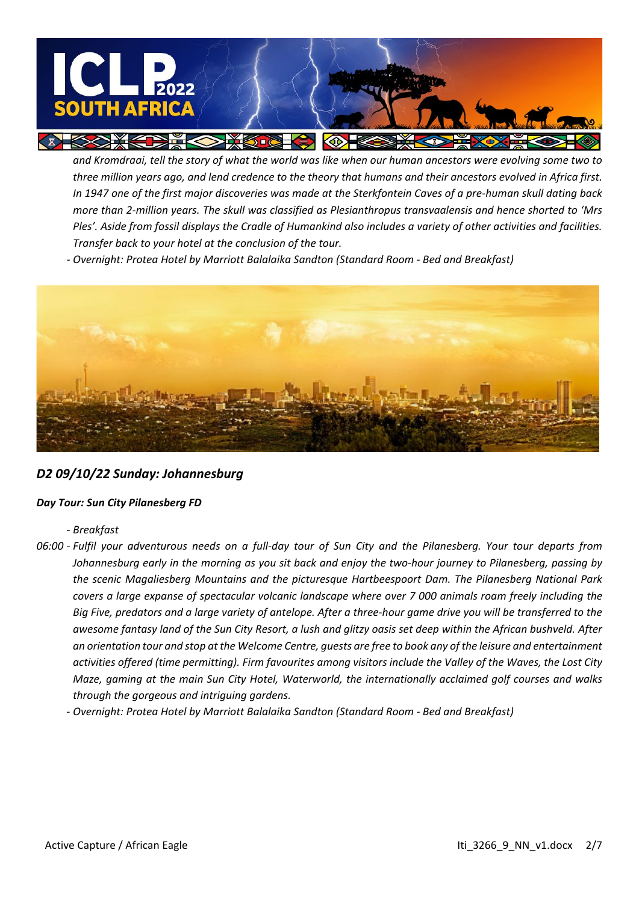*and Kromdraai, tell the story of what the world was like when our human ancestors were evolving some two to three million years ago, and lend credence to the theory that humans and their ancestors evolved in Africa first. In 1947 one of the first major discoveries was made at the Sterkfontein Caves of a pre-human skull dating back more than 2-million years. The skull was classified as Plesianthropus transvaalensis and hence shorted to 'Mrs Ples'. Aside from fossil displays the Cradle of Humankind also includes a variety of other activities and facilities. Transfer back to your hotel at the conclusion of the tour.*

*- Overnight: Protea Hotel by Marriott Balalaika Sandton (Standard Room - Bed and Breakfast)*

## *D2 09/10/22 Sunday: Johannesburg*

***Day Tour: Sun City Pilanesberg FD***

*- Breakfast*

*06:00 - Fulfil your adventurous needs on a full-day tour of Sun City and the Pilanesberg. Your tour departs from Johannesburg early in the morning as you sit back and enjoy the two-hour journey to Pilanesberg, passing by the scenic Magaliesberg Mountains and the picturesque Hartbeespoort Dam. The Pilanesberg National Park covers a large expanse of spectacular volcanic landscape where over 7 000 animals roam freely including the Big Five, predators and a large variety of antelope. After a three-hour game drive you will be transferred to the awesome fantasy land of the Sun City Resort, a lush and glitzy oasis set deep within the African bushveld. After an orientation tour and stop at the Welcome Centre, guests are free to book any of the leisure and entertainment activities offered (time permitting). Firm favourites among visitors include the Valley of the Waves, the Lost City Maze, gaming at the main Sun City Hotel, Waterworld, the internationally acclaimed golf courses and walks through the gorgeous and intriguing gardens.*

*- Overnight: Protea Hotel by Marriott Balalaika Sandton (Standard Room - Bed and Breakfast)*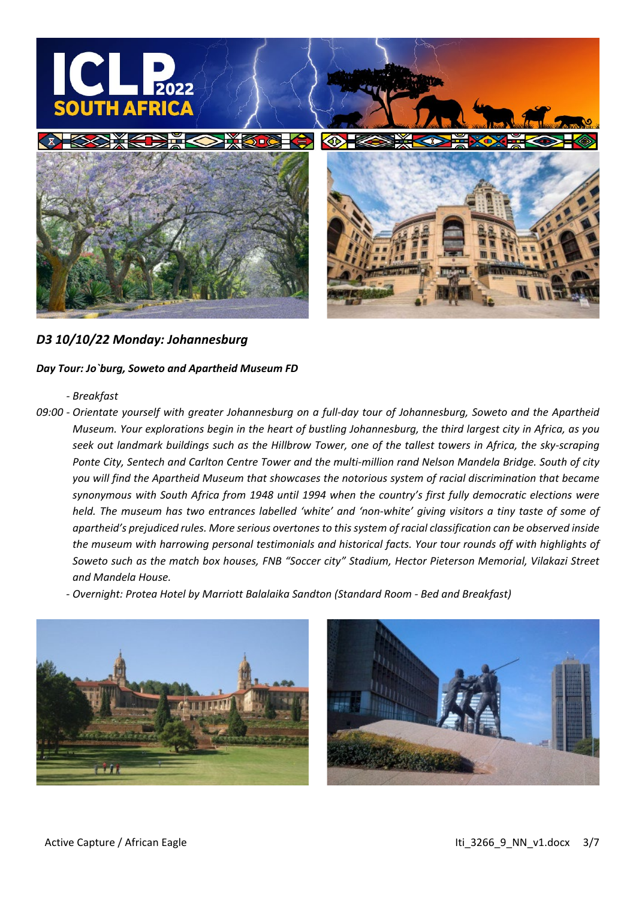### *D3 10/10/22 Monday: Johannesburg*

***Day Tour: Jo`burg, Soweto and Apartheid Museum FD***

- *Breakfast*

*09:00 - Orientate yourself with greater Johannesburg on a full-day tour of Johannesburg, Soweto and the Apartheid Museum. Your explorations begin in the heart of bustling Johannesburg, the third largest city in Africa, as you seek out landmark buildings such as the Hillbrow Tower, one of the tallest towers in Africa, the sky-scraping Ponte City, Sentech and Carlton Centre Tower and the multi-million rand Nelson Mandela Bridge. South of city you will find the Apartheid Museum that showcases the notorious system of racial discrimination that became synonymous with South Africa from 1948 until 1994 when the country's first fully democratic elections were held. The museum has two entrances labelled 'white' and 'non-white' giving visitors a tiny taste of some of apartheid's prejudiced rules. More serious overtones to this system of racial classification can be observed inside the museum with harrowing personal testimonials and historical facts. Your tour rounds off with highlights of Soweto such as the match box houses, FNB "Soccer city" Stadium, Hector Pieterson Memorial, Vilakazi Street and Mandela House.*

- *Overnight: Protea Hotel by Marriott Balalaika Sandton (Standard Room - Bed and Breakfast)*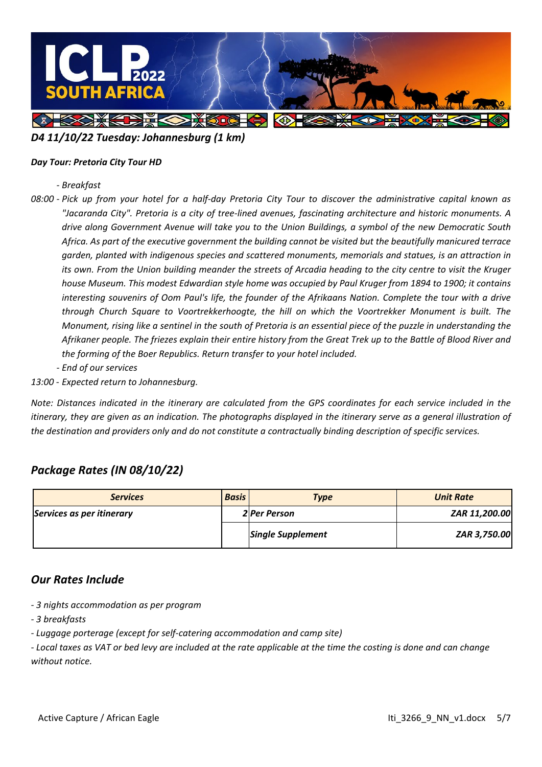### *D4 11/10/22 Tuesday: Johannesburg (1 km)*

***Day Tour: Pretoria City Tour HD***

*- Breakfast*

*08:00 - Pick up from your hotel for a half-day Pretoria City Tour to discover the administrative capital known as "Jacaranda City". Pretoria is a city of tree-lined avenues, fascinating architecture and historic monuments. A drive along Government Avenue will take you to the Union Buildings, a symbol of the new Democratic South Africa. As part of the executive government the building cannot be visited but the beautifully manicured terrace garden, planted with indigenous species and scattered monuments, memorials and statues, is an attraction in its own. From the Union building meander the streets of Arcadia heading to the city centre to visit the Kruger house Museum. This modest Edwardian style home was occupied by Paul Kruger from 1894 to 1900; it contains interesting souvenirs of Oom Paul's life, the founder of the Afrikaans Nation. Complete the tour with a drive through Church Square to Voortrekkerhoogte, the hill on which the Voortrekker Monument is built. The Monument, rising like a sentinel in the south of Pretoria is an essential piece of the puzzle in understanding the Afrikaner people. The friezes explain their entire history from the Great Trek up to the Battle of Blood River and the forming of the Boer Republics. Return transfer to your hotel included.*

*- End of our services*

*13:00 - Expected return to Johannesburg.*

*Note: Distances indicated in the itinerary are calculated from the GPS coordinates for each service included in the itinerary, they are given as an indication. The photographs displayed in the itinerary serve as a general illustration of the destination and providers only and do not constitute a contractually binding description of specific services.*

## *Package Rates (IN 08/10/22)*

| *Services* | *Basis* | *Type* | *Unit Rate* |
|---|---|---|---|
| ***Services as per itinerary*** | ***2*** | ***Per Person*** | ***ZAR 11,200.00*** |
| | | ***Single Supplement*** | ***ZAR 3,750.00*** |

## *Our Rates Include*

*- 3 nights accommodation as per program*

*- 3 breakfasts*

*- Luggage porterage (except for self-catering accommodation and camp site)*

*- Local taxes as VAT or bed levy are included at the rate applicable at the time the costing is done and can change without notice.*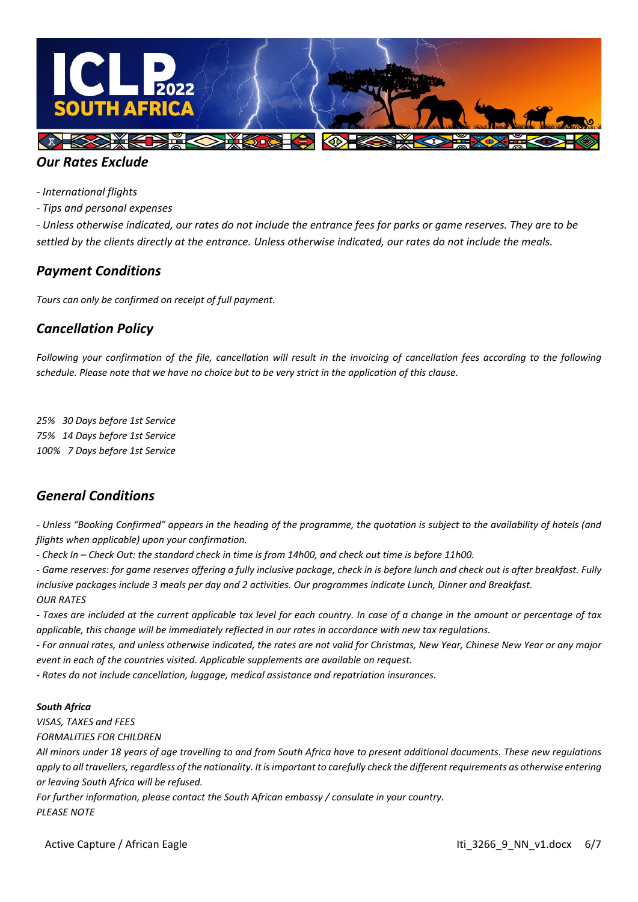## *Our Rates Exclude*

*- International flights*

*- Tips and personal expenses*

*- Unless otherwise indicated, our rates do not include the entrance fees for parks or game reserves. They are to be settled by the clients directly at the entrance. Unless otherwise indicated, our rates do not include the meals.*

## *Payment Conditions*

*Tours can only be confirmed on receipt of full payment.*

## *Cancellation Policy*

*Following your confirmation of the file, cancellation will result in the invoicing of cancellation fees according to the following schedule. Please note that we have no choice but to be very strict in the application of this clause.*

*25% 30 Days before 1st Service*
*75% 14 Days before 1st Service*
*100% 7 Days before 1st Service*

## *General Conditions*

*- Unless "Booking Confirmed" appears in the heading of the programme, the quotation is subject to the availability of hotels (and flights when applicable) upon your confirmation.*

*- Check In – Check Out: the standard check in time is from 14h00, and check out time is before 11h00.*

*- Game reserves: for game reserves offering a fully inclusive package, check in is before lunch and check out is after breakfast. Fully inclusive packages include 3 meals per day and 2 activities. Our programmes indicate Lunch, Dinner and Breakfast.*

*OUR RATES*

*- Taxes are included at the current applicable tax level for each country. In case of a change in the amount or percentage of tax applicable, this change will be immediately reflected in our rates in accordance with new tax regulations.*

*- For annual rates, and unless otherwise indicated, the rates are not valid for Christmas, New Year, Chinese New Year or any major event in each of the countries visited. Applicable supplements are available on request.*

*- Rates do not include cancellation, luggage, medical assistance and repatriation insurances.*

***South Africa***

*VISAS, TAXES and FEES*

*FORMALITIES FOR CHILDREN*

*All minors under 18 years of age travelling to and from South Africa have to present additional documents. These new regulations apply to all travellers, regardless of the nationality. It is important to carefully check the different requirements as otherwise entering or leaving South Africa will be refused.*

*For further information, please contact the South African embassy / consulate in your country.*

*PLEASE NOTE*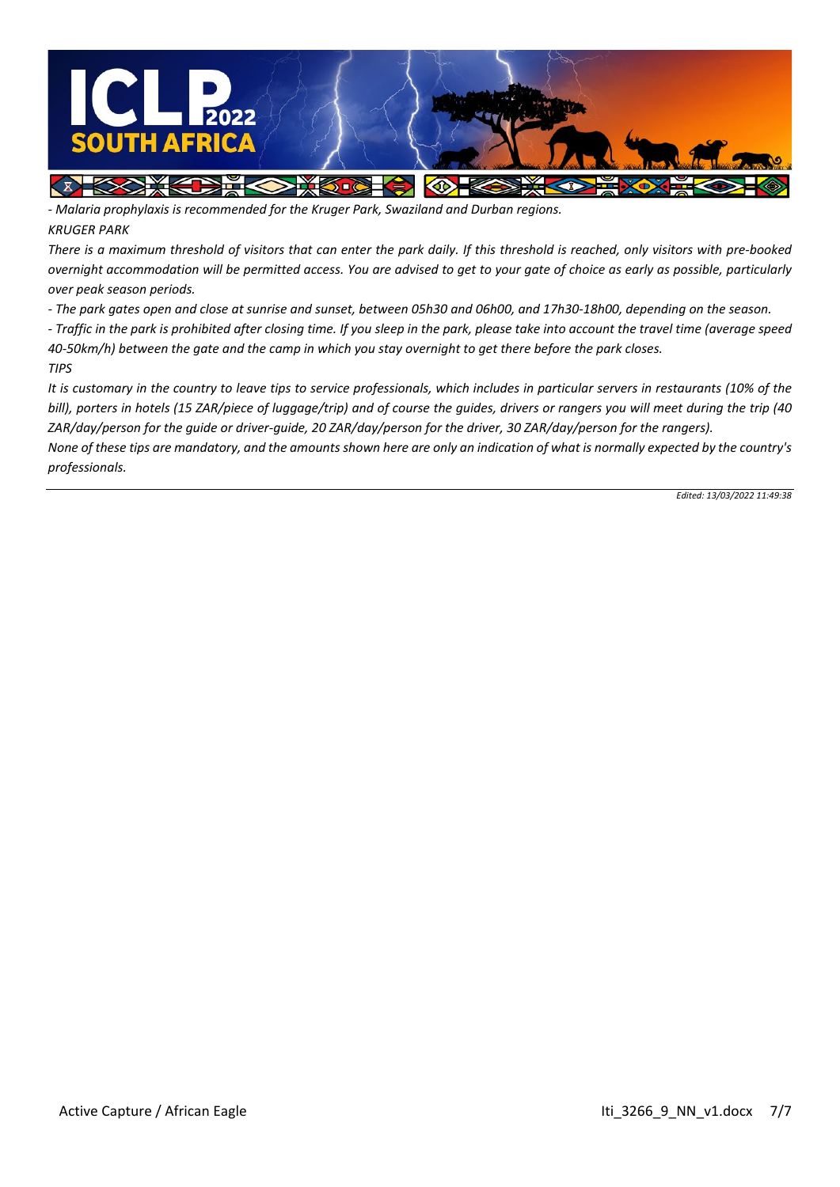*- Malaria prophylaxis is recommended for the Kruger Park, Swaziland and Durban regions.*

*KRUGER PARK*

*There is a maximum threshold of visitors that can enter the park daily. If this threshold is reached, only visitors with pre-booked overnight accommodation will be permitted access. You are advised to get to your gate of choice as early as possible, particularly over peak season periods.*

*- The park gates open and close at sunrise and sunset, between 05h30 and 06h00, and 17h30-18h00, depending on the season.*

*- Traffic in the park is prohibited after closing time. If you sleep in the park, please take into account the travel time (average speed 40-50km/h) between the gate and the camp in which you stay overnight to get there before the park closes.*

*TIPS*

*It is customary in the country to leave tips to service professionals, which includes in particular servers in restaurants (10% of the bill), porters in hotels (15 ZAR/piece of luggage/trip) and of course the guides, drivers or rangers you will meet during the trip (40 ZAR/day/person for the guide or driver-guide, 20 ZAR/day/person for the driver, 30 ZAR/day/person for the rangers).*

*None of these tips are mandatory, and the amounts shown here are only an indication of what is normally expected by the country's professionals.*

*Edited: 13/03/2022 11:49:38*